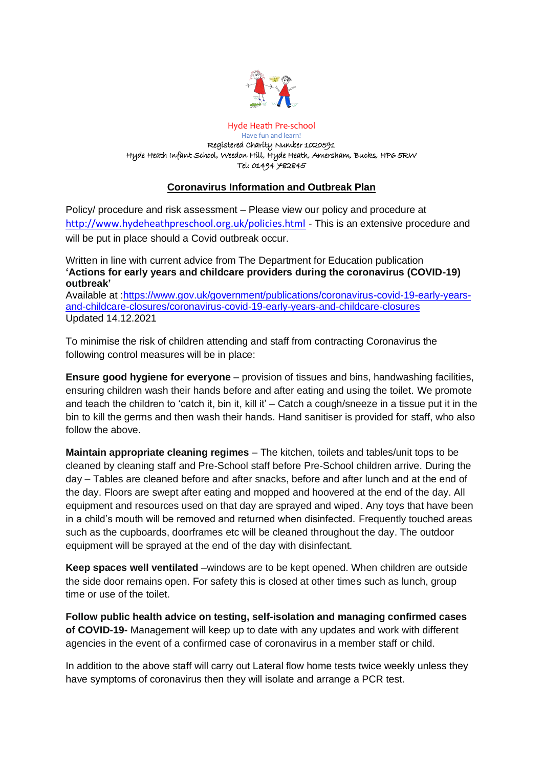Hyde Heath Pre-school

Have fun and learn!

Registered Charity Number 1020591

Hyde Heath Infant School, Weedon Hill, Hyde Heath, Amersham, Bucks, HP6 5RW

Tel: 01494 782845

## Coronavirus Information and Outbreak Plan

Policy/ procedure and risk assessment – Please view our policy and procedure at http://www.hydeheathpreschool.org.uk/policies.html - This is an extensive procedure and will be put in place should a Covid outbreak occur.

Written in line with current advice from The Department for Education publication **'Actions for early years and childcare providers during the coronavirus (COVID-19) outbreak'**

Available at :https://www.gov.uk/government/publications/coronavirus-covid-19-early-years-and-childcare-closures/coronavirus-covid-19-early-years-and-childcare-closures

Updated 14.12.2021

To minimise the risk of children attending and staff from contracting Coronavirus the following control measures will be in place:

**Ensure good hygiene for everyone** – provision of tissues and bins, handwashing facilities, ensuring children wash their hands before and after eating and using the toilet. We promote and teach the children to 'catch it, bin it, kill it' – Catch a cough/sneeze in a tissue put it in the bin to kill the germs and then wash their hands. Hand sanitiser is provided for staff, who also follow the above.

**Maintain appropriate cleaning regimes** – The kitchen, toilets and tables/unit tops to be cleaned by cleaning staff and Pre-School staff before Pre-School children arrive. During the day – Tables are cleaned before and after snacks, before and after lunch and at the end of the day. Floors are swept after eating and mopped and hoovered at the end of the day. All equipment and resources used on that day are sprayed and wiped. Any toys that have been in a child's mouth will be removed and returned when disinfected. Frequently touched areas such as the cupboards, doorframes etc will be cleaned throughout the day. The outdoor equipment will be sprayed at the end of the day with disinfectant.

**Keep spaces well ventilated** –windows are to be kept opened. When children are outside the side door remains open. For safety this is closed at other times such as lunch, group time or use of the toilet.

**Follow public health advice on testing, self-isolation and managing confirmed cases of COVID-19-** Management will keep up to date with any updates and work with different agencies in the event of a confirmed case of coronavirus in a member staff or child.

In addition to the above staff will carry out Lateral flow home tests twice weekly unless they have symptoms of coronavirus then they will isolate and arrange a PCR test.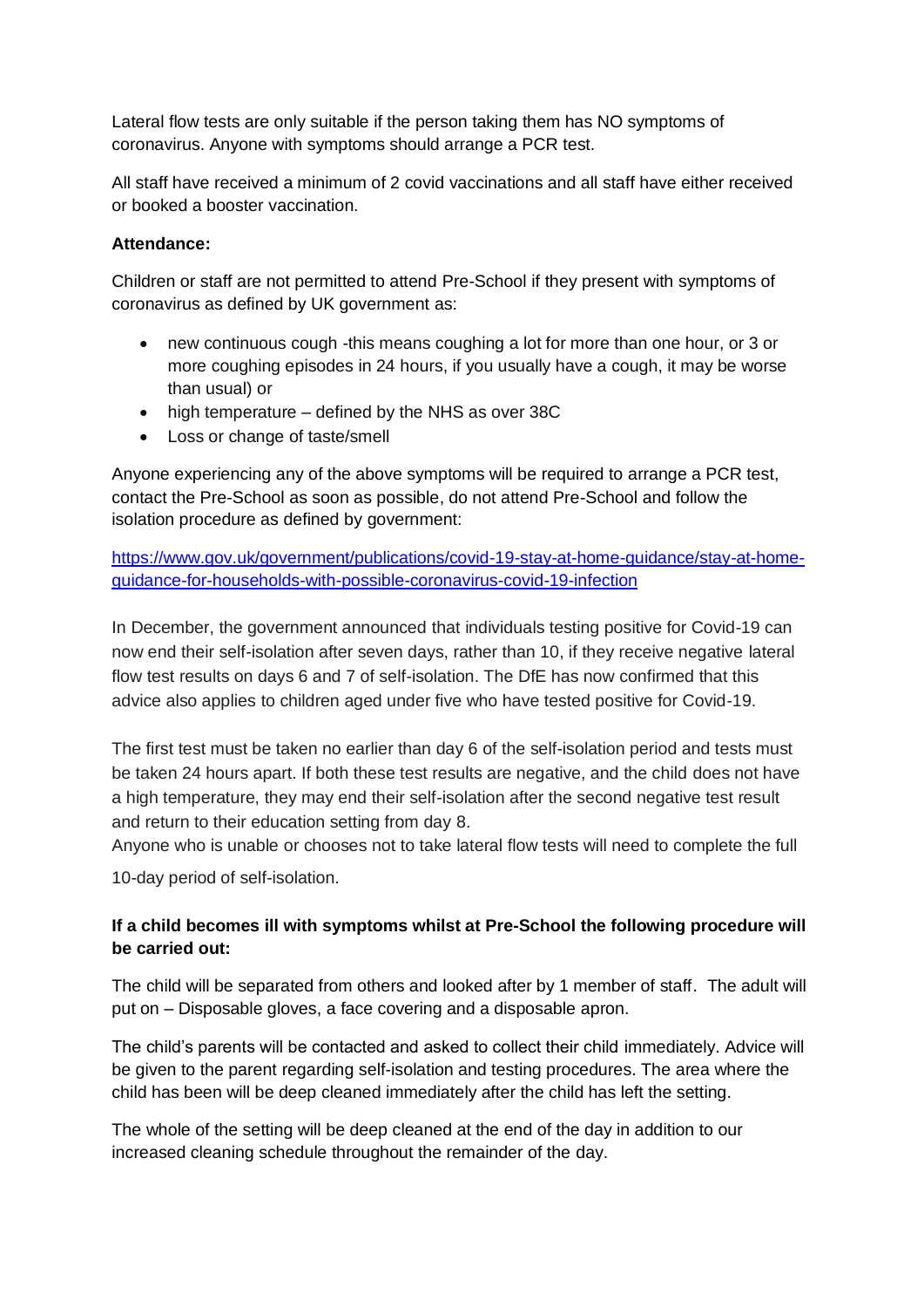Lateral flow tests are only suitable if the person taking them has NO symptoms of coronavirus. Anyone with symptoms should arrange a PCR test.

All staff have received a minimum of 2 covid vaccinations and all staff have either received or booked a booster vaccination.

**Attendance:**

Children or staff are not permitted to attend Pre-School if they present with symptoms of coronavirus as defined by UK government as:

- new continuous cough -this means coughing a lot for more than one hour, or 3 or more coughing episodes in 24 hours, if you usually have a cough, it may be worse than usual) or
- high temperature – defined by the NHS as over 38C
- Loss or change of taste/smell

Anyone experiencing any of the above symptoms will be required to arrange a PCR test, contact the Pre-School as soon as possible, do not attend Pre-School and follow the isolation procedure as defined by government:

[https://www.gov.uk/government/publications/covid-19-stay-at-home-guidance/stay-at-home-guidance-for-households-with-possible-coronavirus-covid-19-infection](https://www.gov.uk/government/publications/covid-19-stay-at-home-guidance/stay-at-home-guidance-for-households-with-possible-coronavirus-covid-19-infection)

In December, the government announced that individuals testing positive for Covid-19 can now end their self-isolation after seven days, rather than 10, if they receive negative lateral flow test results on days 6 and 7 of self-isolation. The DfE has now confirmed that this advice also applies to children aged under five who have tested positive for Covid-19.

The first test must be taken no earlier than day 6 of the self-isolation period and tests must be taken 24 hours apart. If both these test results are negative, and the child does not have a high temperature, they may end their self-isolation after the second negative test result and return to their education setting from day 8.

Anyone who is unable or chooses not to take lateral flow tests will need to complete the full 10-day period of self-isolation.

**If a child becomes ill with symptoms whilst at Pre-School the following procedure will be carried out:**

The child will be separated from others and looked after by 1 member of staff. The adult will put on – Disposable gloves, a face covering and a disposable apron.

The child's parents will be contacted and asked to collect their child immediately. Advice will be given to the parent regarding self-isolation and testing procedures. The area where the child has been will be deep cleaned immediately after the child has left the setting.

The whole of the setting will be deep cleaned at the end of the day in addition to our increased cleaning schedule throughout the remainder of the day.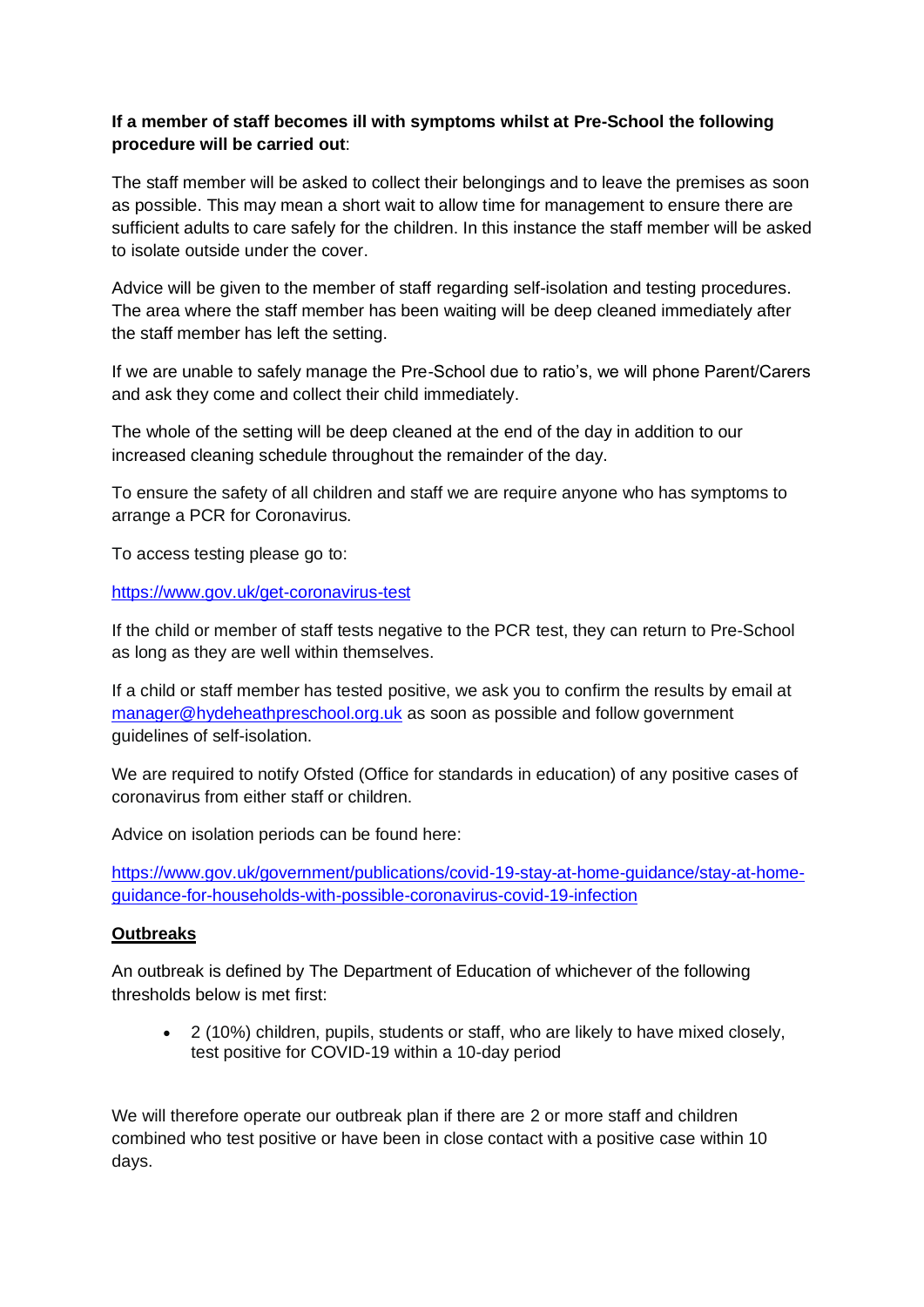**If a member of staff becomes ill with symptoms whilst at Pre-School the following procedure will be carried out**:

The staff member will be asked to collect their belongings and to leave the premises as soon as possible. This may mean a short wait to allow time for management to ensure there are sufficient adults to care safely for the children. In this instance the staff member will be asked to isolate outside under the cover.

Advice will be given to the member of staff regarding self-isolation and testing procedures. The area where the staff member has been waiting will be deep cleaned immediately after the staff member has left the setting.

If we are unable to safely manage the Pre-School due to ratio's, we will phone Parent/Carers and ask they come and collect their child immediately.

The whole of the setting will be deep cleaned at the end of the day in addition to our increased cleaning schedule throughout the remainder of the day.

To ensure the safety of all children and staff we are require anyone who has symptoms to arrange a PCR for Coronavirus.

To access testing please go to:

[https://www.gov.uk/get-coronavirus-test](https://www.gov.uk/get-coronavirus-test)

If the child or member of staff tests negative to the PCR test, they can return to Pre-School as long as they are well within themselves.

If a child or staff member has tested positive, we ask you to confirm the results by email at [manager@hydeheathpreschool.org.uk](mailto:manager@hydeheathpreschool.org.uk) as soon as possible and follow government guidelines of self-isolation.

We are required to notify Ofsted (Office for standards in education) of any positive cases of coronavirus from either staff or children.

Advice on isolation periods can be found here:

[https://www.gov.uk/government/publications/covid-19-stay-at-home-guidance/stay-at-home-guidance-for-households-with-possible-coronavirus-covid-19-infection](https://www.gov.uk/government/publications/covid-19-stay-at-home-guidance/stay-at-home-guidance-for-households-with-possible-coronavirus-covid-19-infection)

**Outbreaks**

An outbreak is defined by The Department of Education of whichever of the following thresholds below is met first:

- 2 (10%) children, pupils, students or staff, who are likely to have mixed closely, test positive for COVID-19 within a 10-day period

We will therefore operate our outbreak plan if there are 2 or more staff and children combined who test positive or have been in close contact with a positive case within 10 days.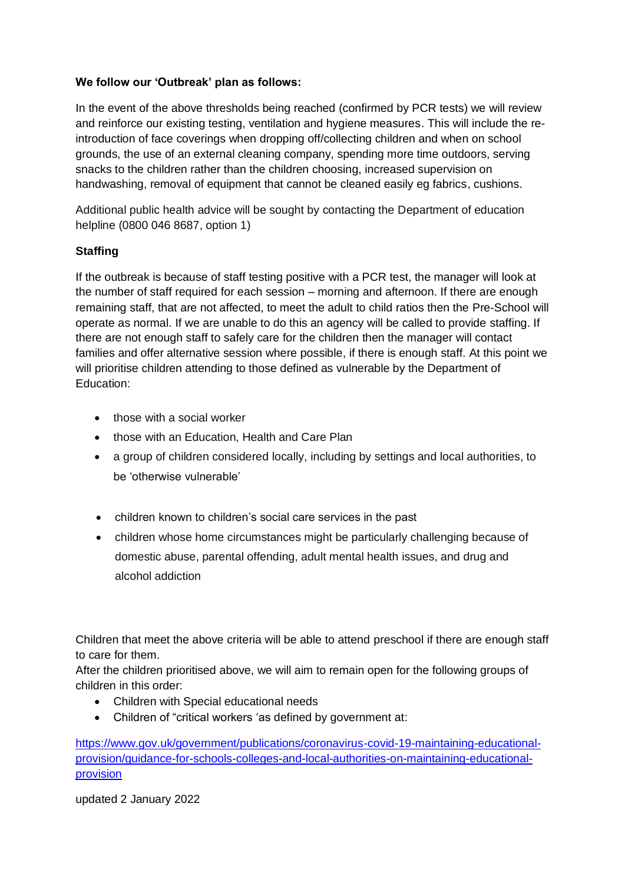**We follow our 'Outbreak' plan as follows:**

In the event of the above thresholds being reached (confirmed by PCR tests) we will review and reinforce our existing testing, ventilation and hygiene measures. This will include the re-introduction of face coverings when dropping off/collecting children and when on school grounds, the use of an external cleaning company, spending more time outdoors, serving snacks to the children rather than the children choosing, increased supervision on handwashing, removal of equipment that cannot be cleaned easily eg fabrics, cushions.

Additional public health advice will be sought by contacting the Department of education helpline (0800 046 8687, option 1)

**Staffing**

If the outbreak is because of staff testing positive with a PCR test, the manager will look at the number of staff required for each session – morning and afternoon. If there are enough remaining staff, that are not affected, to meet the adult to child ratios then the Pre-School will operate as normal. If we are unable to do this an agency will be called to provide staffing. If there are not enough staff to safely care for the children then the manager will contact families and offer alternative session where possible, if there is enough staff. At this point we will prioritise children attending to those defined as vulnerable by the Department of Education:

- those with a social worker
- those with an Education, Health and Care Plan
- a group of children considered locally, including by settings and local authorities, to be 'otherwise vulnerable'

- children known to children's social care services in the past
- children whose home circumstances might be particularly challenging because of domestic abuse, parental offending, adult mental health issues, and drug and alcohol addiction

Children that meet the above criteria will be able to attend preschool if there are enough staff to care for them.
After the children prioritised above, we will aim to remain open for the following groups of children in this order:

- Children with Special educational needs
- Children of "critical workers 'as defined by government at:

https://www.gov.uk/government/publications/coronavirus-covid-19-maintaining-educational-provision/guidance-for-schools-colleges-and-local-authorities-on-maintaining-educational-provision

updated 2 January 2022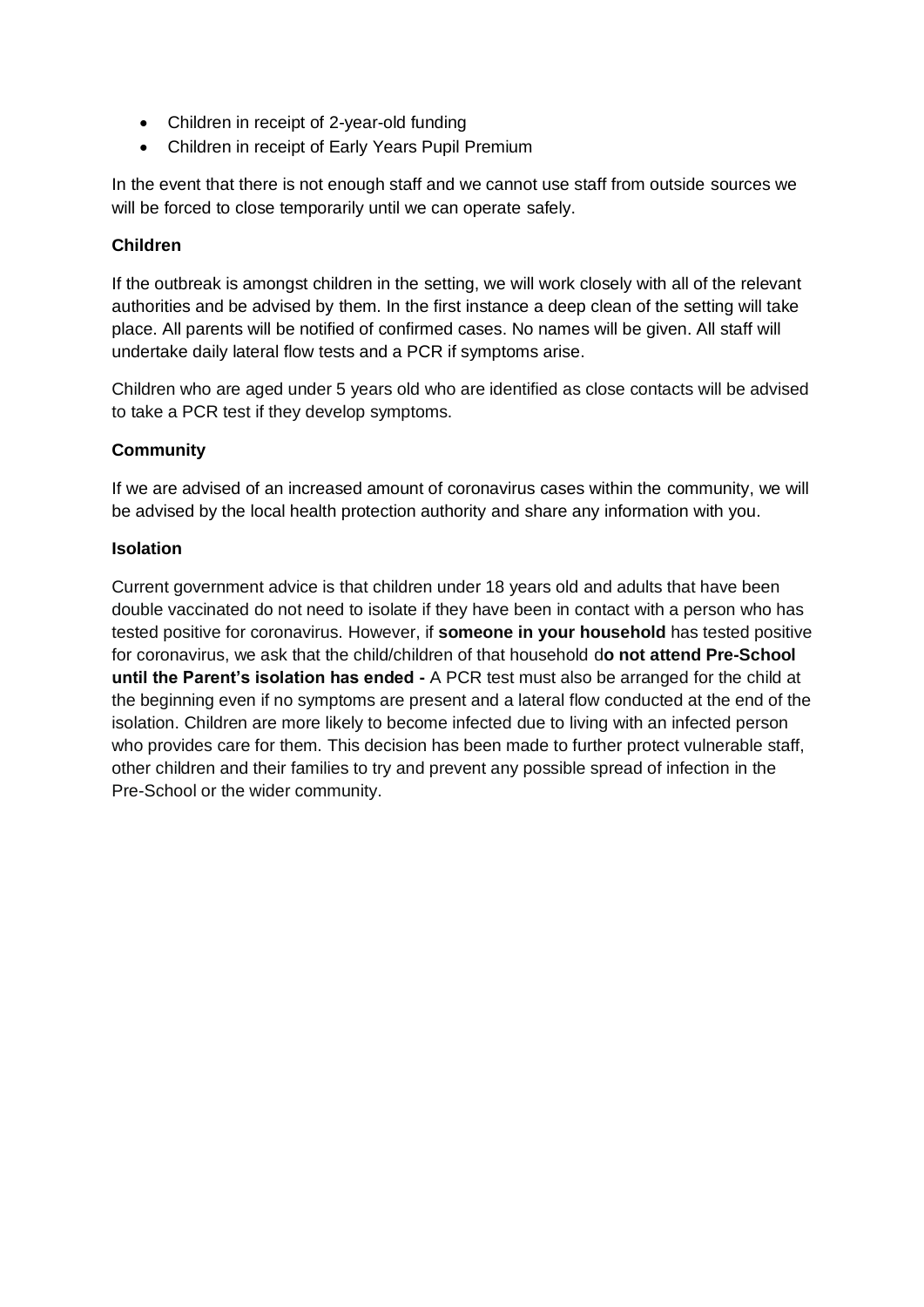- Children in receipt of 2-year-old funding
- Children in receipt of Early Years Pupil Premium

In the event that there is not enough staff and we cannot use staff from outside sources we will be forced to close temporarily until we can operate safely.

**Children**

If the outbreak is amongst children in the setting, we will work closely with all of the relevant authorities and be advised by them. In the first instance a deep clean of the setting will take place. All parents will be notified of confirmed cases. No names will be given. All staff will undertake daily lateral flow tests and a PCR if symptoms arise.

Children who are aged under 5 years old who are identified as close contacts will be advised to take a PCR test if they develop symptoms.

**Community**

If we are advised of an increased amount of coronavirus cases within the community, we will be advised by the local health protection authority and share any information with you.

**Isolation**

Current government advice is that children under 18 years old and adults that have been double vaccinated do not need to isolate if they have been in contact with a person who has tested positive for coronavirus. However, if **someone in your household** has tested positive for coronavirus, we ask that the child/children of that household d**o not attend Pre-School until the Parent's isolation has ended -** A PCR test must also be arranged for the child at the beginning even if no symptoms are present and a lateral flow conducted at the end of the isolation. Children are more likely to become infected due to living with an infected person who provides care for them. This decision has been made to further protect vulnerable staff, other children and their families to try and prevent any possible spread of infection in the Pre-School or the wider community.